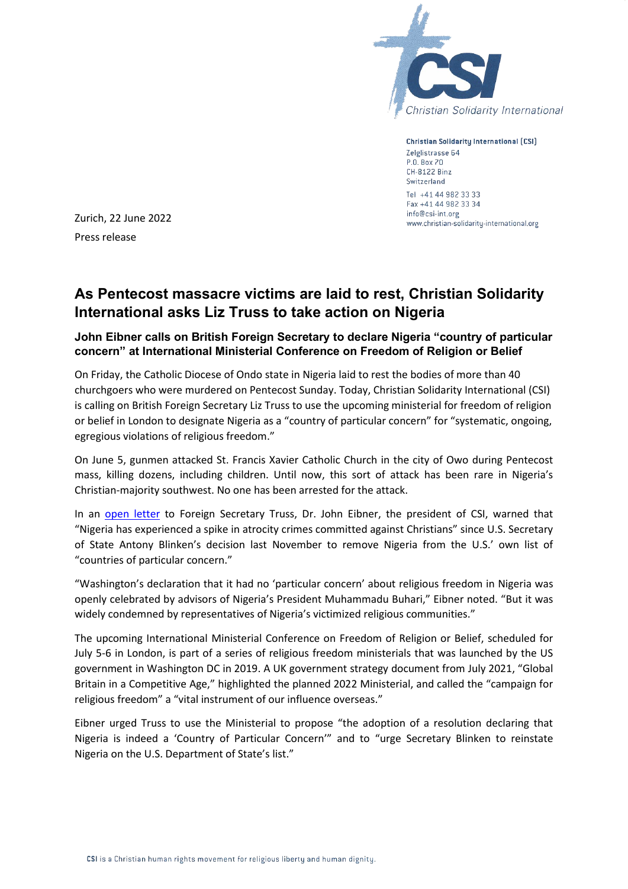Christian Solidarity International

**Christian Solidarity International (CSI)**
Zelglistrasse 64
P.O. Box 70
CH-8122 Binz
Switzerland

Tel +41 44 982 33 33
Fax +41 44 982 33 34
info@csi-int.org
www.christian-solidarity-international.org

Zurich, 22 June 2022

Press release

# As Pentecost massacre victims are laid to rest, Christian Solidarity International asks Liz Truss to take action on Nigeria

### John Eibner calls on British Foreign Secretary to declare Nigeria "country of particular concern" at International Ministerial Conference on Freedom of Religion or Belief

On Friday, the Catholic Diocese of Ondo state in Nigeria laid to rest the bodies of more than 40 churchgoers who were murdered on Pentecost Sunday. Today, Christian Solidarity International (CSI) is calling on British Foreign Secretary Liz Truss to use the upcoming ministerial for freedom of religion or belief in London to designate Nigeria as a "country of particular concern" for "systematic, ongoing, egregious violations of religious freedom."

On June 5, gunmen attacked St. Francis Xavier Catholic Church in the city of Owo during Pentecost mass, killing dozens, including children. Until now, this sort of attack has been rare in Nigeria's Christian-majority southwest. No one has been arrested for the attack.

In an open letter to Foreign Secretary Truss, Dr. John Eibner, the president of CSI, warned that "Nigeria has experienced a spike in atrocity crimes committed against Christians" since U.S. Secretary of State Antony Blinken's decision last November to remove Nigeria from the U.S.' own list of "countries of particular concern."

"Washington's declaration that it had no 'particular concern' about religious freedom in Nigeria was openly celebrated by advisors of Nigeria's President Muhammadu Buhari," Eibner noted. "But it was widely condemned by representatives of Nigeria's victimized religious communities."

The upcoming International Ministerial Conference on Freedom of Religion or Belief, scheduled for July 5-6 in London, is part of a series of religious freedom ministerials that was launched by the US government in Washington DC in 2019. A UK government strategy document from July 2021, "Global Britain in a Competitive Age," highlighted the planned 2022 Ministerial, and called the "campaign for religious freedom" a "vital instrument of our influence overseas."

Eibner urged Truss to use the Ministerial to propose "the adoption of a resolution declaring that Nigeria is indeed a 'Country of Particular Concern'" and to "urge Secretary Blinken to reinstate Nigeria on the U.S. Department of State's list."

**CSI** is a Christian human rights movement for religious liberty and human dignity.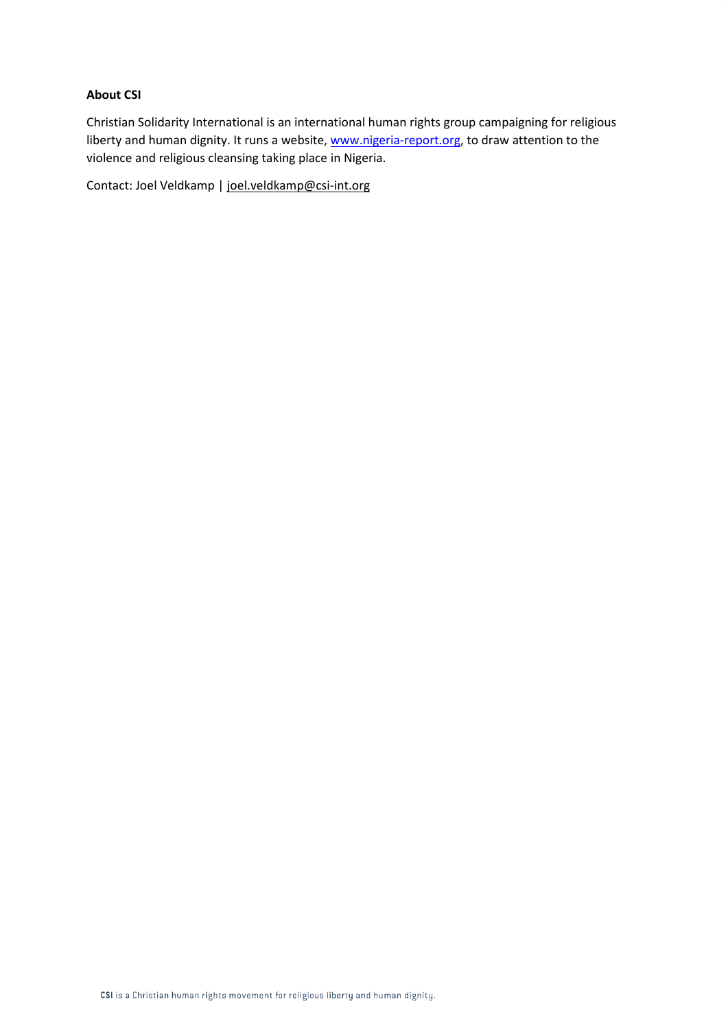**About CSI**

Christian Solidarity International is an international human rights group campaigning for religious liberty and human dignity. It runs a website, www.nigeria-report.org, to draw attention to the violence and religious cleansing taking place in Nigeria.

Contact: Joel Veldkamp | joel.veldkamp@csi-int.org